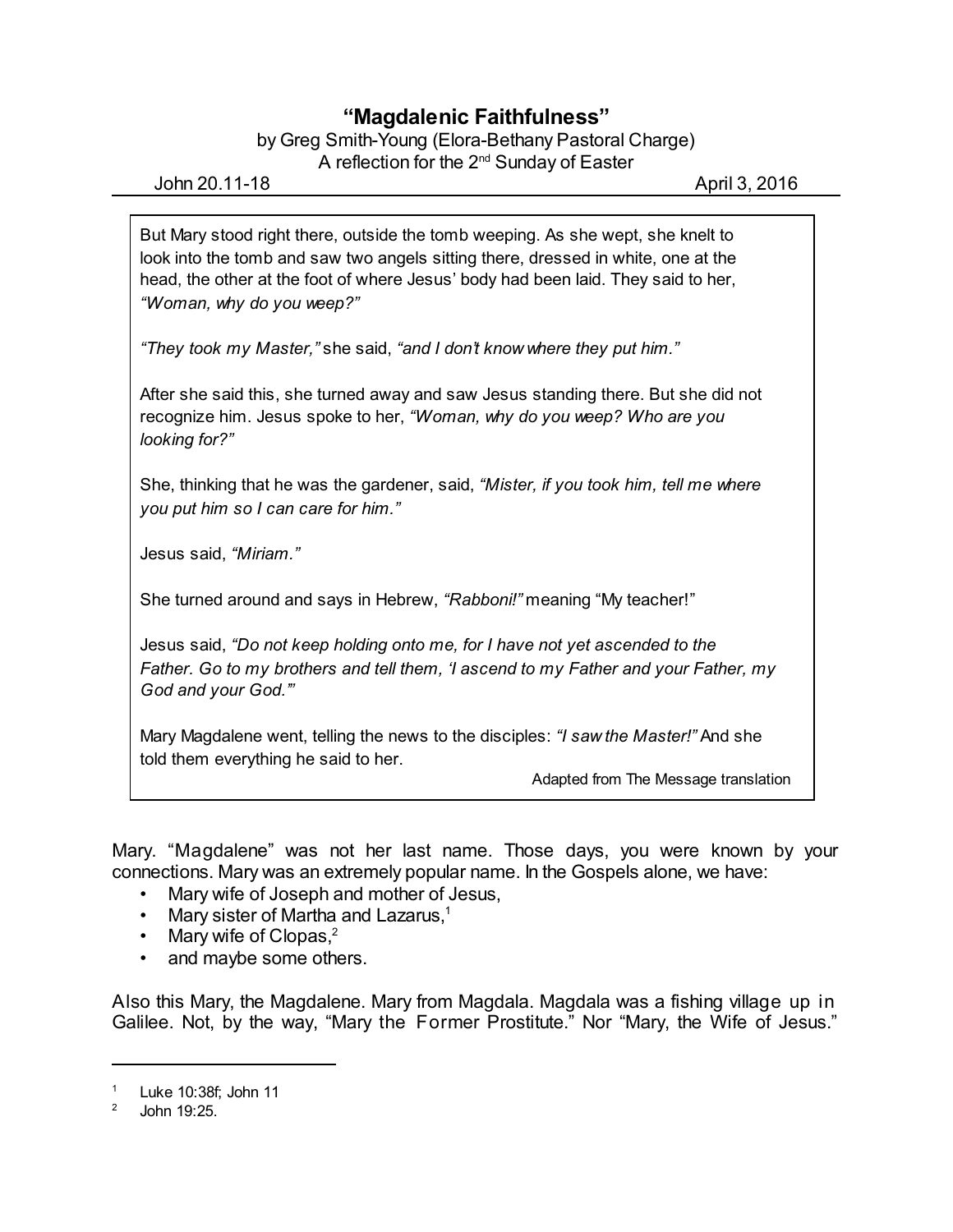# "Magdalenic Faithfulness"

by Greg Smith-Young (Elora-Bethany Pastoral Charge)
A reflection for the 2nd Sunday of Easter

John 20.11-18 April 3, 2016

---

> But Mary stood right there, outside the tomb weeping. As she wept, she knelt to look into the tomb and saw two angels sitting there, dressed in white, one at the head, the other at the foot of where Jesus' body had been laid. They said to her, *"Woman, why do you weep?"*
>
> *"They took my Master,"* she said, *"and I don't know where they put him."*
>
> After she said this, she turned away and saw Jesus standing there. But she did not recognize him. Jesus spoke to her, *"Woman, why do you weep? Who are you looking for?"*
>
> She, thinking that he was the gardener, said, *"Mister, if you took him, tell me where you put him so I can care for him."*
>
> Jesus said, *"Miriam."*
>
> She turned around and says in Hebrew, *"Rabboni!"* meaning "My teacher!"
>
> Jesus said, *"Do not keep holding onto me, for I have not yet ascended to the Father. Go to my brothers and tell them, 'I ascend to my Father and your Father, my God and your God.'"*
>
> Mary Magdalene went, telling the news to the disciples: *"I saw the Master!"* And she told them everything he said to her.
>
> Adapted from The Message translation

Mary. "Magdalene" was not her last name. Those days, you were known by your connections. Mary was an extremely popular name. In the Gospels alone, we have:

- Mary wife of Joseph and mother of Jesus,
- Mary sister of Martha and Lazarus,[1]
- Mary wife of Clopas,[2]
- and maybe some others.

Also this Mary, the Magdalene. Mary from Magdala. Magdala was a fishing village up in Galilee. Not, by the way, "Mary the Former Prostitute." Nor "Mary, the Wife of Jesus."

---

[1] Luke 10:38f; John 11

[2] John 19:25.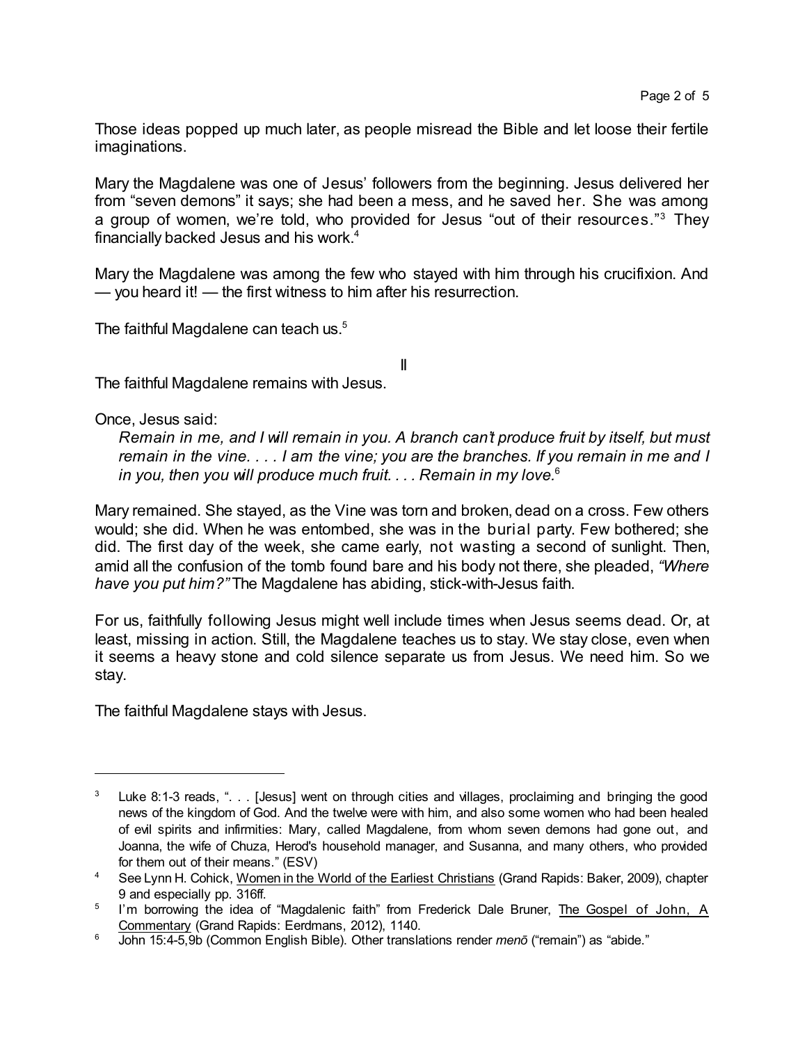Those ideas popped up much later, as people misread the Bible and let loose their fertile imaginations.

Mary the Magdalene was one of Jesus' followers from the beginning. Jesus delivered her from "seven demons" it says; she had been a mess, and he saved her. She was among a group of women, we're told, who provided for Jesus "out of their resources."[3] They financially backed Jesus and his work.[4]

Mary the Magdalene was among the few who stayed with him through his crucifixion. And — you heard it! — the first witness to him after his resurrection.

The faithful Magdalene can teach us.[5]

II

The faithful Magdalene remains with Jesus.

Once, Jesus said:

> *Remain in me, and I will remain in you. A branch can't produce fruit by itself, but must remain in the vine. . . . I am the vine; you are the branches. If you remain in me and I in you, then you will produce much fruit. . . . Remain in my love.*[6]

Mary remained. She stayed, as the Vine was torn and broken, dead on a cross. Few others would; she did. When he was entombed, she was in the burial party. Few bothered; she did. The first day of the week, she came early, not wasting a second of sunlight. Then, amid all the confusion of the tomb found bare and his body not there, she pleaded, *"Where have you put him?"* The Magdalene has abiding, stick-with-Jesus faith.

For us, faithfully following Jesus might well include times when Jesus seems dead. Or, at least, missing in action. Still, the Magdalene teaches us to stay. We stay close, even when it seems a heavy stone and cold silence separate us from Jesus. We need him. So we stay.

The faithful Magdalene stays with Jesus.

---

[3] Luke 8:1-3 reads, ". . . [Jesus] went on through cities and villages, proclaiming and bringing the good news of the kingdom of God. And the twelve were with him, and also some women who had been healed of evil spirits and infirmities: Mary, called Magdalene, from whom seven demons had gone out, and Joanna, the wife of Chuza, Herod's household manager, and Susanna, and many others, who provided for them out of their means." (ESV)

[4] See Lynn H. Cohick, Women in the World of the Earliest Christians (Grand Rapids: Baker, 2009), chapter 9 and especially pp. 316ff.

[5] I'm borrowing the idea of "Magdalenic faith" from Frederick Dale Bruner, The Gospel of John, A Commentary (Grand Rapids: Eerdmans, 2012), 1140.

[6] John 15:4-5,9b (Common English Bible). Other translations render *menō* ("remain") as "abide."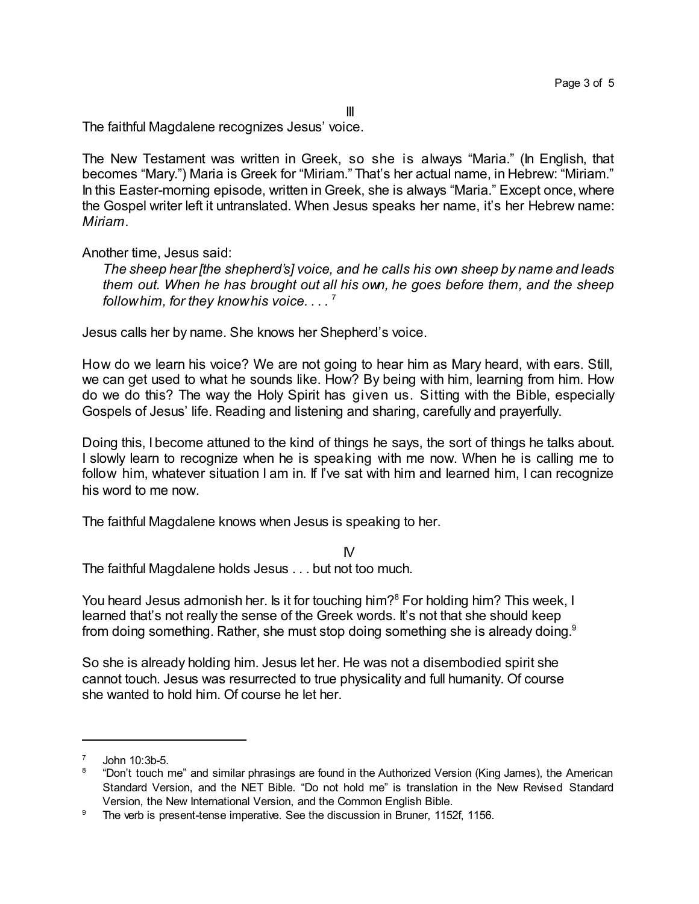III

The faithful Magdalene recognizes Jesus' voice.

The New Testament was written in Greek, so she is always "Maria." (In English, that becomes "Mary.") Maria is Greek for "Miriam." That's her actual name, in Hebrew: "Miriam." In this Easter-morning episode, written in Greek, she is always "Maria." Except once, where the Gospel writer left it untranslated. When Jesus speaks her name, it's her Hebrew name: *Miriam*.

Another time, Jesus said:

> *The sheep hear [the shepherd's] voice, and he calls his own sheep by name and leads them out. When he has brought out all his own, he goes before them, and the sheep follow him, for they know his voice. . . .* [7]

Jesus calls her by name. She knows her Shepherd's voice.

How do we learn his voice? We are not going to hear him as Mary heard, with ears. Still, we can get used to what he sounds like. How? By being with him, learning from him. How do we do this? The way the Holy Spirit has given us. Sitting with the Bible, especially Gospels of Jesus' life. Reading and listening and sharing, carefully and prayerfully.

Doing this, I become attuned to the kind of things he says, the sort of things he talks about. I slowly learn to recognize when he is speaking with me now. When he is calling me to follow him, whatever situation I am in. If I've sat with him and learned him, I can recognize his word to me now.

The faithful Magdalene knows when Jesus is speaking to her.

IV

The faithful Magdalene holds Jesus . . . but not too much.

You heard Jesus admonish her. Is it for touching him?[8] For holding him? This week, I learned that's not really the sense of the Greek words. It's not that she should keep from doing something. Rather, she must stop doing something she is already doing.[9]

So she is already holding him. Jesus let her. He was not a disembodied spirit she cannot touch. Jesus was resurrected to true physicality and full humanity. Of course she wanted to hold him. Of course he let her.

---

[7] John 10:3b-5.

[8] "Don't touch me" and similar phrasings are found in the Authorized Version (King James), the American Standard Version, and the NET Bible. "Do not hold me" is translation in the New Revised Standard Version, the New International Version, and the Common English Bible.

[9] The verb is present-tense imperative. See the discussion in Bruner, 1152f, 1156.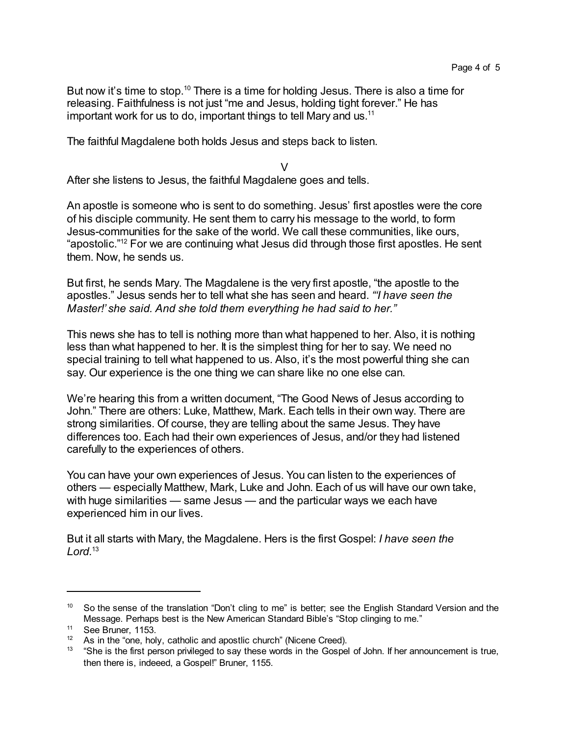But now it's time to stop.[10] There is a time for holding Jesus. There is also a time for releasing. Faithfulness is not just "me and Jesus, holding tight forever." He has important work for us to do, important things to tell Mary and us.[11]

The faithful Magdalene both holds Jesus and steps back to listen.

V

After she listens to Jesus, the faithful Magdalene goes and tells.

An apostle is someone who is sent to do something. Jesus' first apostles were the core of his disciple community. He sent them to carry his message to the world, to form Jesus-communities for the sake of the world. We call these communities, like ours, "apostolic."[12] For we are continuing what Jesus did through those first apostles. He sent them. Now, he sends us.

But first, he sends Mary. The Magdalene is the very first apostle, "the apostle to the apostles." Jesus sends her to tell what she has seen and heard. *"'I have seen the Master!' she said. And she told them everything he had said to her."*

This news she has to tell is nothing more than what happened to her. Also, it is nothing less than what happened to her. It is the simplest thing for her to say. We need no special training to tell what happened to us. Also, it's the most powerful thing she can say. Our experience is the one thing we can share like no one else can.

We're hearing this from a written document, "The Good News of Jesus according to John." There are others: Luke, Matthew, Mark. Each tells in their own way. There are strong similarities. Of course, they are telling about the same Jesus. They have differences too. Each had their own experiences of Jesus, and/or they had listened carefully to the experiences of others.

You can have your own experiences of Jesus. You can listen to the experiences of others — especially Matthew, Mark, Luke and John. Each of us will have our own take, with huge similarities — same Jesus — and the particular ways we each have experienced him in our lives.

But it all starts with Mary, the Magdalene. Hers is the first Gospel: *I have seen the Lord.*[13]

---

[10] So the sense of the translation "Don't cling to me" is better; see the English Standard Version and the Message. Perhaps best is the New American Standard Bible's "Stop clinging to me."

[11] See Bruner, 1153.

[12] As in the "one, holy, catholic and apostlic church" (Nicene Creed).

[13] "She is the first person privileged to say these words in the Gospel of John. If her announcement is true, then there is, indeeed, a Gospel!" Bruner, 1155.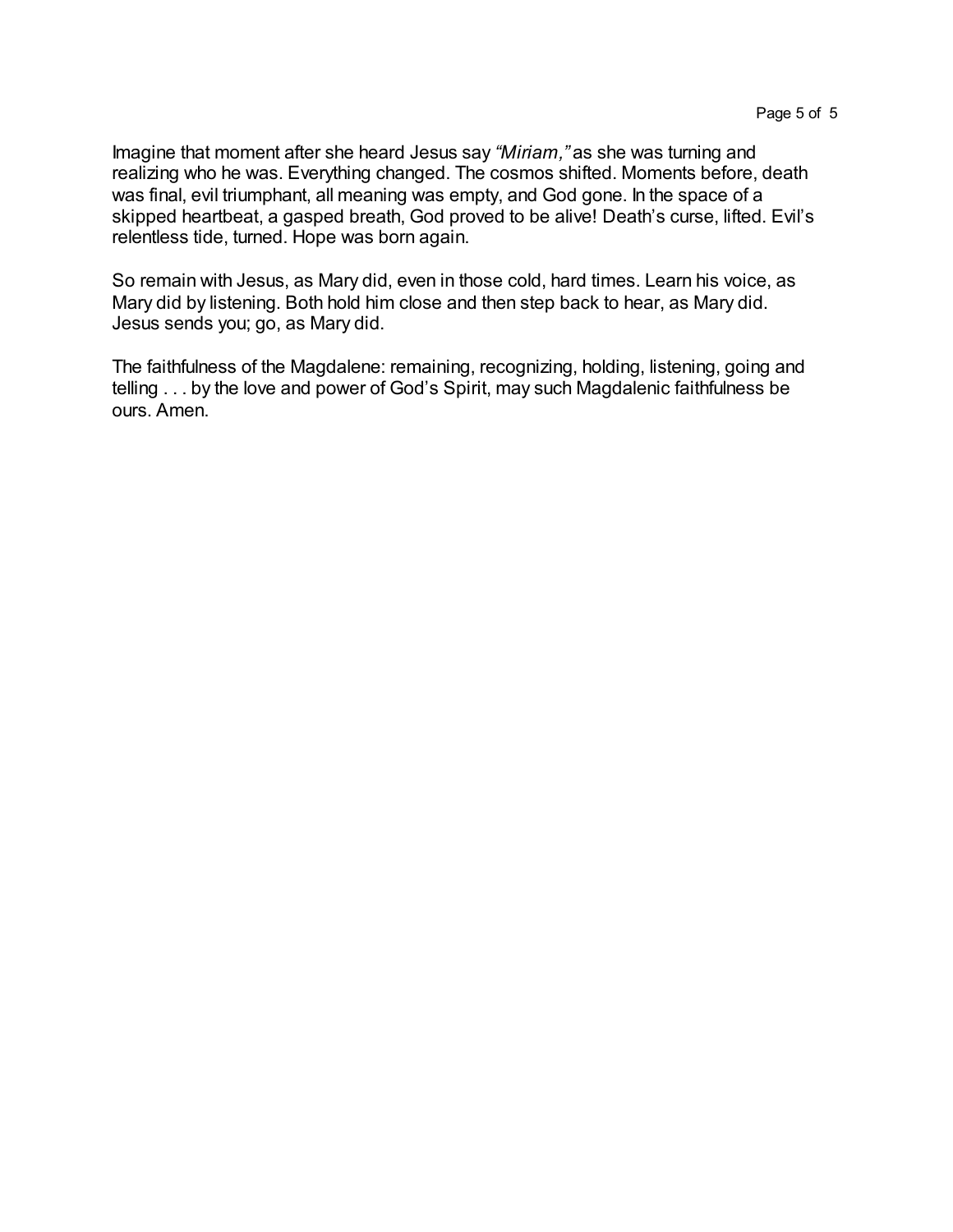Imagine that moment after she heard Jesus say *"Miriam,"* as she was turning and realizing who he was. Everything changed. The cosmos shifted. Moments before, death was final, evil triumphant, all meaning was empty, and God gone. In the space of a skipped heartbeat, a gasped breath, God proved to be alive! Death's curse, lifted. Evil's relentless tide, turned. Hope was born again.

So remain with Jesus, as Mary did, even in those cold, hard times. Learn his voice, as Mary did by listening. Both hold him close and then step back to hear, as Mary did. Jesus sends you; go, as Mary did.

The faithfulness of the Magdalene: remaining, recognizing, holding, listening, going and telling . . . by the love and power of God's Spirit, may such Magdalenic faithfulness be ours. Amen.